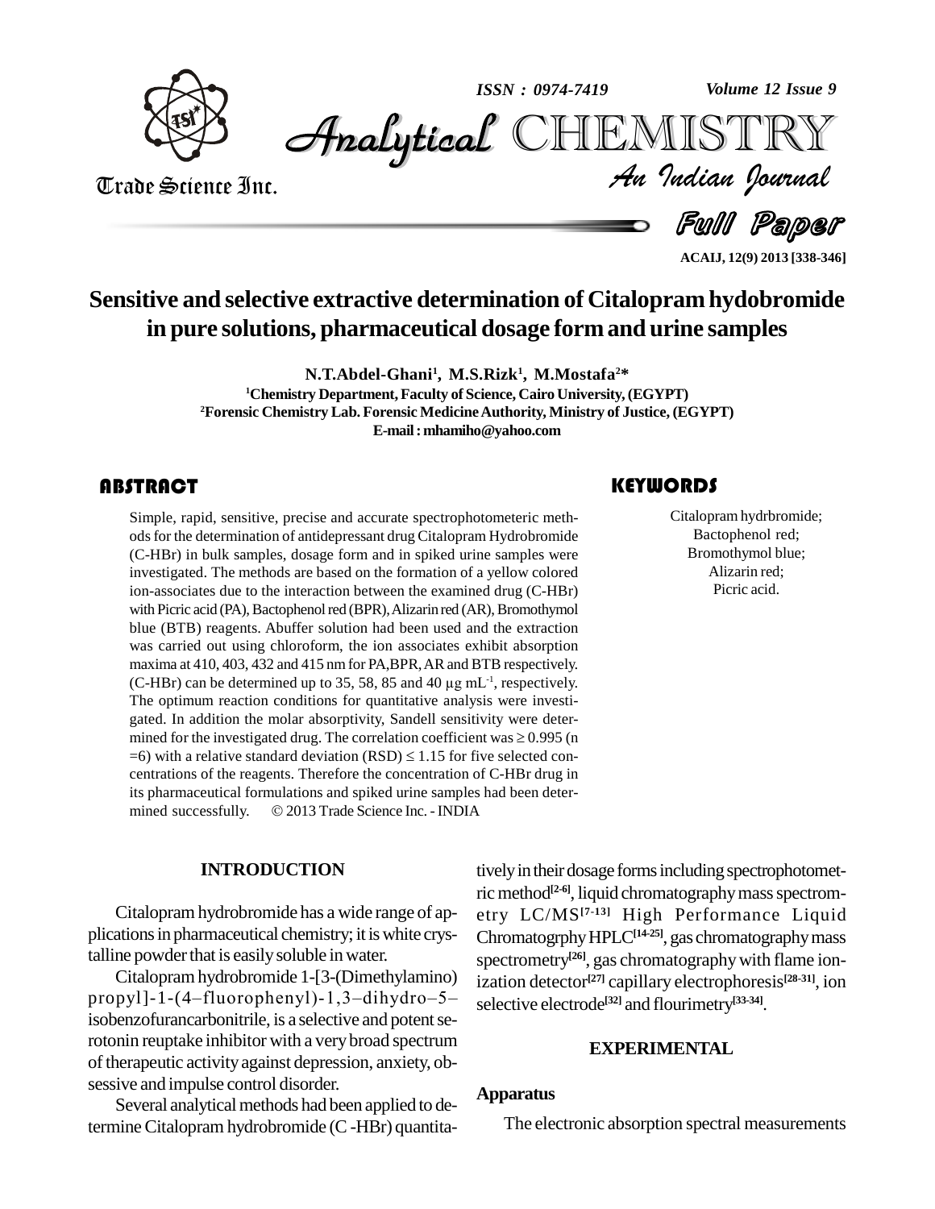# Sensitive and selective extractive determination of Citalopram hydobromide in pure solutions, pharmaceutical dosage form and urine samples

**N.T.Abdel-Ghani[1], M.S.Rizk[1], M.Mostafa[2]***

[1]Chemistry Department, Faculty of Science, Cairo University, (EGYPT)
[2]Forensic Chemistry Lab. Forensic Medicine Authority, Ministry of Justice, (EGYPT)
E-mail : mhamiho@yahoo.com

## ABSTRACT

Simple, rapid, sensitive, precise and accurate spectrophotometeric methods for the determination of antidepressant drug Citalopram Hydrobromide (C-HBr) in bulk samples, dosage form and in spiked urine samples were investigated. The methods are based on the formation of a yellow colored ion-associates due to the interaction between the examined drug (C-HBr) with Picric acid (PA), Bactophenol red (BPR), Alizarin red (AR), Bromothymol blue (BTB) reagents. Abuffer solution had been used and the extraction was carried out using chloroform, the ion associates exhibit absorption maxima at 410, 403, 432 and 415 nm for PA,BPR, AR and BTB respectively. (C-HBr) can be determined up to 35, 58, 85 and 40 μg $mL^{-1}$, respectively. The optimum reaction conditions for quantitative analysis were investigated. In addition the molar absorptivity, Sandell sensitivity were determined for the investigated drug. The correlation coefficient was ≥ 0.995 (n =6) with a relative standard deviation (RSD) ≤ 1.15 for five selected concentrations of the reagents. Therefore the concentration of C-HBr drug in its pharmaceutical formulations and spiked urine samples had been determined successfully. © 2013 Trade Science Inc. - INDIA

## KEYWORDS

Citalopram hydrbromide;
Bactophenol red;
Bromothymol blue;
Alizarin red;
Picric acid.

## INTRODUCTION

Citalopram hydrobromide has a wide range of applications in pharmaceutical chemistry; it is white crystalline powder that is easily soluble in water.

Citalopram hydrobromide 1-[3-(Dimethylamino) propyl]-1-(4–fluorophenyl)-1,3–dihydro–5–isobenzofurancarbonitrile, is a selective and potent serotonin reuptake inhibitor with a very broad spectrum of therapeutic activity against depression, anxiety, obsessive and impulse control disorder.

Several analytical methods had been applied to determine Citalopram hydrobromide (C -HBr) quantitatively in their dosage forms including spectrophotometric method[2-6], liquid chromatography mass spectrometry LC/MS[7-13] High Performance Liquid Chromatogrphy HPLC[14-25], gas chromatography mass spectrometry[26], gas chromatography with flame ionization detector[27] capillary electrophoresis[28-31], ion selective electrode[32] and flourimetry[33-34].

## EXPERIMENTAL

### Apparatus

The electronic absorption spectral measurements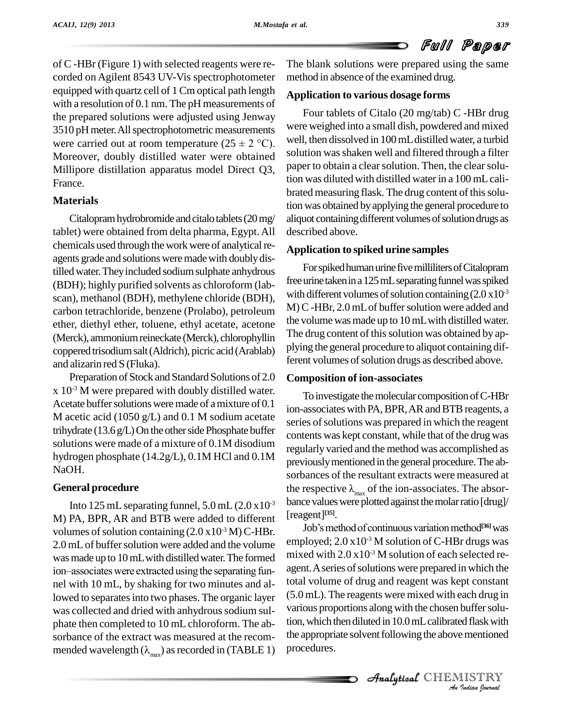of C -HBr (Figure 1) with selected reagents were recorded on Agilent 8543 UV-Vis spectrophotometer equipped with quartz cell of 1 Cm optical path length with a resolution of 0.1 nm. The pH measurements of the prepared solutions were adjusted using Jenway 3510 pH meter. All spectrophotometric measurements were carried out at room temperature (25 ± 2 °C). Moreover, doubly distilled water were obtained Millipore distillation apparatus model Direct Q3, France.

### Materials

Citalopram hydrobromide and citalo tablets (20 mg/ tablet) were obtained from delta pharma, Egypt. All chemicals used through the work were of analytical reagents grade and solutions were made with doubly distilled water. They included sodium sulphate anhydrous (BDH); highly purified solvents as chloroform (labscan), methanol (BDH), methylene chloride (BDH), carbon tetrachloride, benzene (Prolabo), petroleum ether, diethyl ether, toluene, ethyl acetate, acetone (Merck), ammonium reineckate (Merck), chlorophyllin coppered trisodium salt (Aldrich), picric acid (Arablab) and alizarin red S (Fluka).

Preparation of Stock and Standard Solutions of 2.0 x $10^{-3}$ M were prepared with doubly distilled water. Acetate buffer solutions were made of a mixture of 0.1 M acetic acid (1050 g/L) and 0.1 M sodium acetate trihydrate (13.6 g/L) On the other side Phosphate buffer solutions were made of a mixture of 0.1M disodium hydrogen phosphate (14.2g/L), 0.1M HCl and 0.1M NaOH.

### General procedure

Into 125 mL separating funnel, 5.0 mL (2.0 x$10^{-3}$ M) PA, BPR, AR and BTB were added to different volumes of solution containing (2.0 x$10^{-3}$ M) C-HBr. 2.0 mL of buffer solution were added and the volume was made up to 10 mL with distilled water. The formed ion–associates were extracted using the separating funnel with 10 mL, by shaking for two minutes and allowed to separates into two phases. The organic layer was collected and dried with anhydrous sodium sulphate then completed to 10 mL chloroform. The absorbance of the extract was measured at the recommended wavelength ($\lambda_{max}$) as recorded in (TABLE 1) The blank solutions were prepared using the same method in absence of the examined drug.

### Application to various dosage forms

Four tablets of Citalo (20 mg/tab) C -HBr drug were weighed into a small dish, powdered and mixed well, then dissolved in 100 mL distilled water, a turbid solution was shaken well and filtered through a filter paper to obtain a clear solution. Then, the clear solution was diluted with distilled water in a 100 mL calibrated measuring flask. The drug content of this solution was obtained by applying the general procedure to aliquot containing different volumes of solution drugs as described above.

### Application to spiked urine samples

For spiked human urine five milliliters of Citalopram free urine taken in a 125 mL separating funnel was spiked with different volumes of solution containing (2.0 x$10^{-3}$ M) C -HBr, 2.0 mL of buffer solution were added and the volume was made up to 10 mL with distilled water. The drug content of this solution was obtained by applying the general procedure to aliquot containing different volumes of solution drugs as described above.

### Composition of ion-associates

To investigate the molecular composition of C-HBr ion-associates with PA, BPR, AR and BTB reagents, a series of solutions was prepared in which the reagent contents was kept constant, while that of the drug was regularly varied and the method was accomplished as previously mentioned in the general procedure. The absorbances of the resultant extracts were measured at the respective $\lambda_{max}$ of the ion-associates. The absorbance values were plotted against the molar ratio [drug]/ [reagent][35].

Job's method of continuous variation method[36] was employed; 2.0 x$10^{-3}$ M solution of C-HBr drugs was mixed with 2.0 x$10^{-3}$ M solution of each selected reagent. A series of solutions were prepared in which the total volume of drug and reagent was kept constant (5.0 mL). The reagents were mixed with each drug in various proportions along with the chosen buffer solution, which then diluted in 10.0 mL calibrated flask with the appropriate solvent following the above mentioned procedures.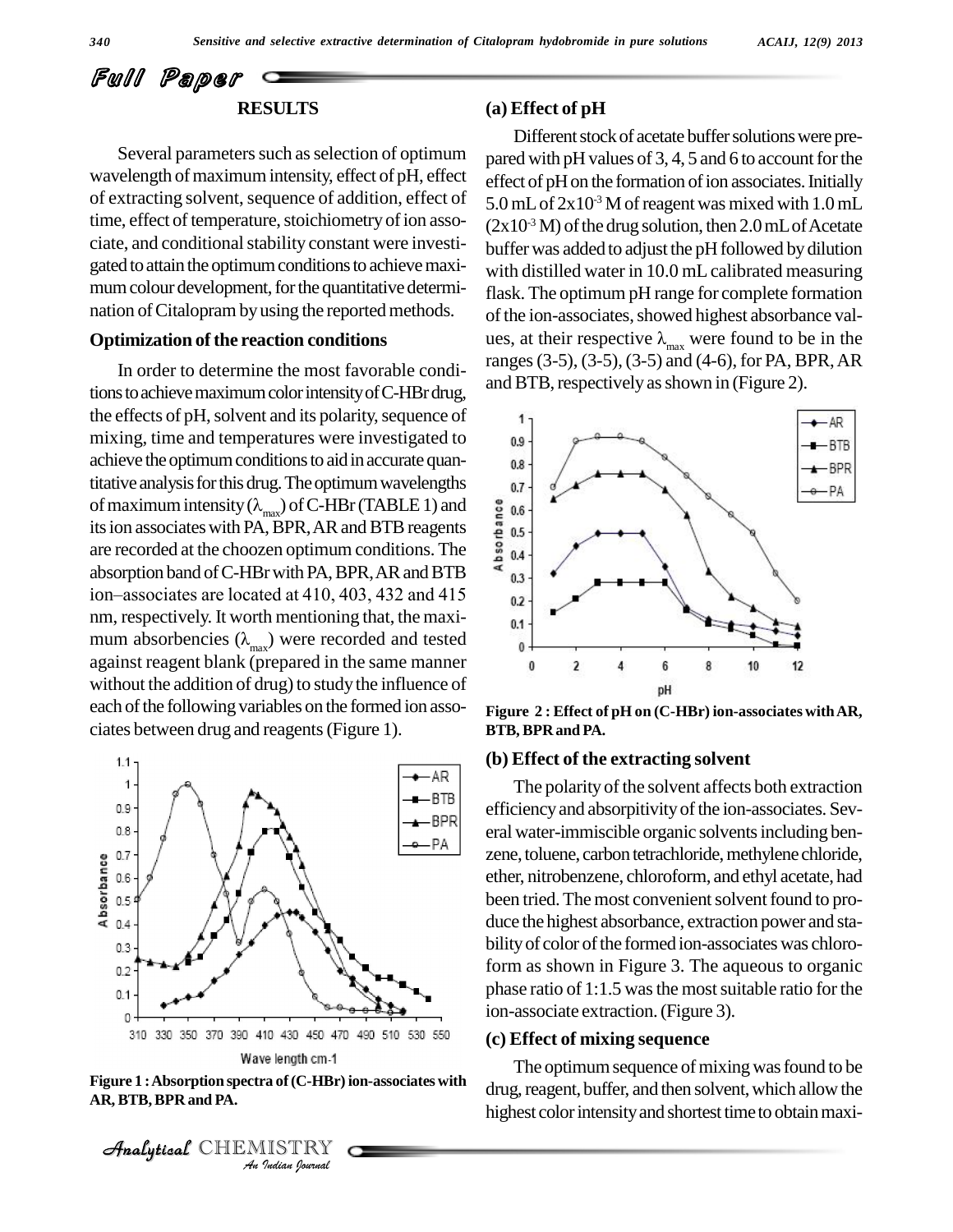## RESULTS

Several parameters such as selection of optimum wavelength of maximum intensity, effect of pH, effect of extracting solvent, sequence of addition, effect of time, effect of temperature, stoichiometry of ion associate, and conditional stability constant were investigated to attain the optimum conditions to achieve maximum colour development, for the quantitative determination of Citalopram by using the reported methods.

### Optimization of the reaction conditions

In order to determine the most favorable conditions to achieve maximum color intensity of C-HBr drug, the effects of pH, solvent and its polarity, sequence of mixing, time and temperatures were investigated to achieve the optimum conditions to aid in accurate quantitative analysis for this drug. The optimum wavelengths of maximum intensity ($\lambda_{max}$) of C-HBr (TABLE 1) and its ion associates with PA, BPR, AR and BTB reagents are recorded at the choozen optimum conditions. The absorption band of C-HBr with PA, BPR, AR and BTB ion–associates are located at 410, 403, 432 and 415 nm, respectively. It worth mentioning that, the maximum absorbencies ($\lambda_{max}$) were recorded and tested against reagent blank (prepared in the same manner without the addition of drug) to study the influence of each of the following variables on the formed ion associates between drug and reagents (Figure 1).

**Figure 1 : Absorption spectra of (C-HBr) ion-associates with AR, BTB, BPR and PA.**

### (a) Effect of pH

Different stock of acetate buffer solutions were prepared with pH values of 3, 4, 5 and 6 to account for the effect of pH on the formation of ion associates. Initially 5.0 mL of $2x10^{-3}$ M of reagent was mixed with 1.0 mL ($2x10^{-3}$ M) of the drug solution, then 2.0 mL of Acetate buffer was added to adjust the pH followed by dilution with distilled water in 10.0 mL calibrated measuring flask. The optimum pH range for complete formation of the ion-associates, showed highest absorbance values, at their respective $\lambda_{max}$ were found to be in the ranges (3-5), (3-5), (3-5) and (4-6), for PA, BPR, AR and BTB, respectively as shown in (Figure 2).

**Figure 2 : Effect of pH on (C-HBr) ion-associates with AR, BTB, BPR and PA.**

### (b) Effect of the extracting solvent

The polarity of the solvent affects both extraction efficiency and absorpitivity of the ion-associates. Several water-immiscible organic solvents including benzene, toluene, carbon tetrachloride, methylene chloride, ether, nitrobenzene, chloroform, and ethyl acetate, had been tried. The most convenient solvent found to produce the highest absorbance, extraction power and stability of color of the formed ion-associates was chloroform as shown in Figure 3. The aqueous to organic phase ratio of 1:1.5 was the most suitable ratio for the ion-associate extraction. (Figure 3).

### (c) Effect of mixing sequence

The optimum sequence of mixing was found to be drug, reagent, buffer, and then solvent, which allow the highest color intensity and shortest time to obtain maxi-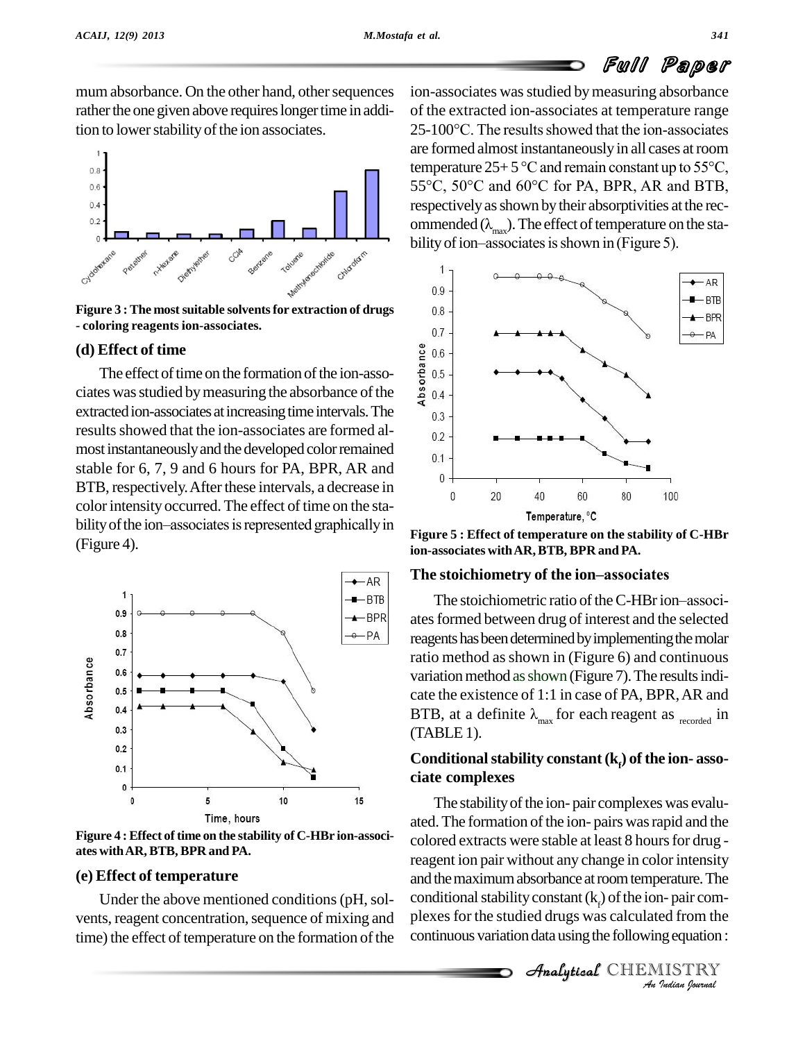mum absorbance. On the other hand, other sequences rather the one given above requires longer time in addition to lower stability of the ion associates.

**Figure 3 : The most suitable solvents for extraction of drugs - coloring reagents ion-associates.**

### (d) Effect of time

The effect of time on the formation of the ion-associates was studied by measuring the absorbance of the extracted ion-associates at increasing time intervals. The results showed that the ion-associates are formed almost instantaneously and the developed color remained stable for 6, 7, 9 and 6 hours for PA, BPR, AR and BTB, respectively. After these intervals, a decrease in color intensity occurred. The effect of time on the stability of the ion–associates is represented graphically in (Figure 4).

**Figure 4 : Effect of time on the stability of C-HBr ion-associates with AR, BTB, BPR and PA.**

### (e) Effect of temperature

Under the above mentioned conditions (pH, solvents, reagent concentration, sequence of mixing and time) the effect of temperature on the formation of the ion-associates was studied by measuring absorbance of the extracted ion-associates at temperature range 25-100°C. The results showed that the ion-associates are formed almost instantaneously in all cases at room temperature 25+ 5 °C and remain constant up to 55°C, 55°C, 50°C and 60°C for PA, BPR, AR and BTB, respectively as shown by their absorptivities at the recommended ($\lambda_{max}$). The effect of temperature on the stability of ion–associates is shown in (Figure 5).

**Figure 5 : Effect of temperature on the stability of C-HBr ion-associates with AR, BTB, BPR and PA.**

### The stoichiometry of the ion–associates

The stoichiometric ratio of the C-HBr ion–associates formed between drug of interest and the selected reagents has been determined by implementing the molar ratio method as shown in (Figure 6) and continuous variation method as shown (Figure 7). The results indicate the existence of 1:1 in case of PA, BPR, AR and BTB, at a definite $\lambda_{max}$ for each reagent as $_{recorded}$ in (TABLE 1).

### Conditional stability constant ($k_f$) of the ion- associate complexes

The stability of the ion- pair complexes was evaluated. The formation of the ion- pairs was rapid and the colored extracts were stable at least 8 hours for drug - reagent ion pair without any change in color intensity and the maximum absorbance at room temperature. The conditional stability constant ($k_f$) of the ion- pair complexes for the studied drugs was calculated from the continuous variation data using the following equation :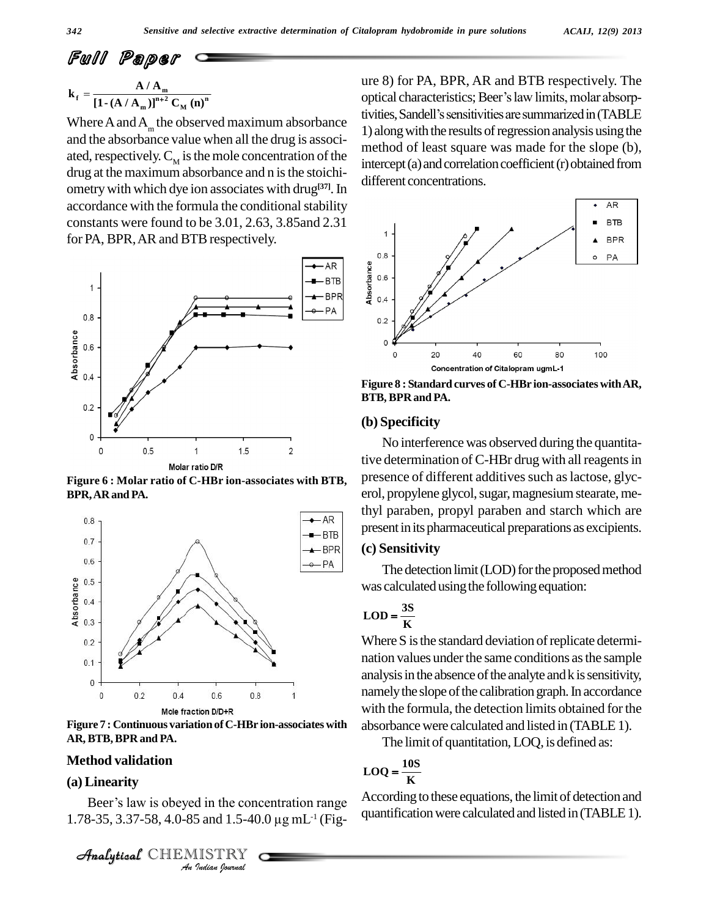# Full Paper

$$k_f = \frac{A / A_m}{[1 - (A / A_m)]^{n+2} C_M (n)^n}$$

Where A and $A_m$ the observed maximum absorbance and the absorbance value when all the drug is associated, respectively. $C_M$ is the mole concentration of the drug at the maximum absorbance and n is the stoichiometry with which dye ion associates with drug[37]. In accordance with the formula the conditional stability constants were found to be 3.01, 2.63, 3.85and 2.31 for PA, BPR, AR and BTB respectively.

**Figure 6 : Molar ratio of C-HBr ion-associates with BTB, BPR, AR and PA.**

**Figure 7 : Continuous variation of C-HBr ion-associates with AR, BTB, BPR and PA.**

### Method validation

#### (a) Linearity

Beer's law is obeyed in the concentration range 1.78-35, 3.37-58, 4.0-85 and 1.5-40.0 μg mL$^{-1}$ (Figure 8) for PA, BPR, AR and BTB respectively. The optical characteristics; Beer's law limits, molar absorptivities, Sandell's sensitivities are summarized in (TABLE 1) along with the results of regression analysis using the method of least square was made for the slope (b), intercept (a) and correlation coefficient (r) obtained from different concentrations.

**Figure 8 : Standard curves of C-HBr ion-associates with AR, BTB, BPR and PA.**

#### (b) Specificity

No interference was observed during the quantitative determination of C-HBr drug with all reagents in presence of different additives such as lactose, glycerol, propylene glycol, sugar, magnesium stearate, methyl paraben, propyl paraben and starch which are present in its pharmaceutical preparations as excipients.

#### (c) Sensitivity

The detection limit (LOD) for the proposed method was calculated using the following equation:

$$LOD = \frac{3S}{K}$$

Where S is the standard deviation of replicate determination values under the same conditions as the sample analysis in the absence of the analyte and k is sensitivity, namely the slope of the calibration graph. In accordance with the formula, the detection limits obtained for the absorbance were calculated and listed in (TABLE 1).

The limit of quantitation, LOQ, is defined as:

$$LOQ = \frac{10S}{K}$$

According to these equations, the limit of detection and quantification were calculated and listed in (TABLE 1).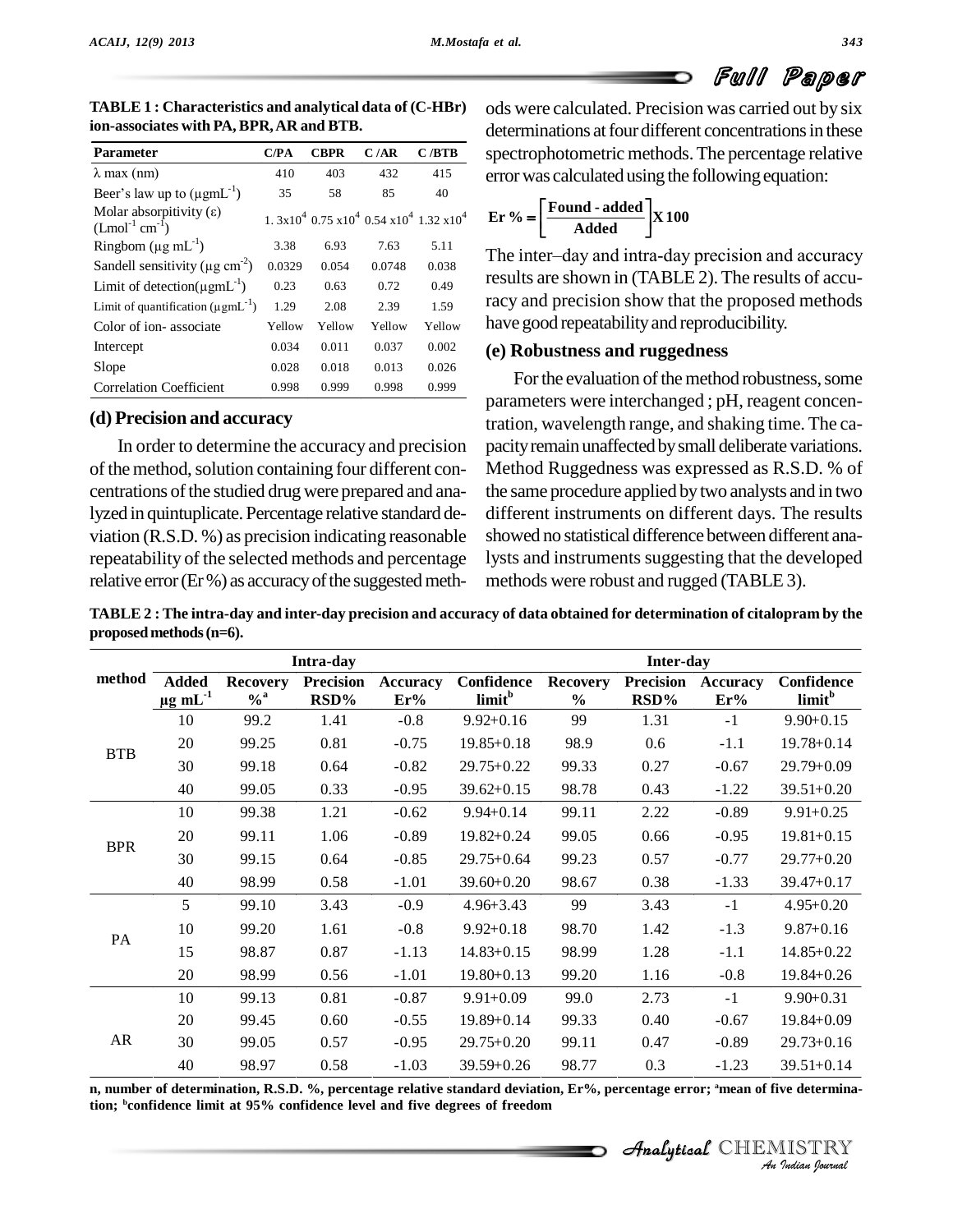**TABLE 1 : Characteristics and analytical data of (C-HBr) ion-associates with PA, BPR, AR and BTB.**

| Parameter | C/PA | CBPR | C /AR | C /BTB |
|---|---|---|---|---|
| λ max (nm) | 410 | 403 | 432 | 415 |
| Beer's law up to ($\mu gmL^{-1}$) | 35 | 58 | 85 | 40 |
| Molar absorpitivity (ε) ($Lmol^{-1}\ cm^{-1}$) | $1.3x10^4$ | $0.75\ x10^4$ | $0.54\ x10^4$ | $1.32\ x10^4$ |
| Ringbom ($\mu g\ mL^{-1}$) | 3.38 | 6.93 | 7.63 | 5.11 |
| Sandell sensitivity ($\mu g\ cm^{-2}$) | 0.0329 | 0.054 | 0.0748 | 0.038 |
| Limit of detection($\mu gmL^{-1}$) | 0.23 | 0.63 | 0.72 | 0.49 |
| Limit of quantification ($\mu gmL^{-1}$) | 1.29 | 2.08 | 2.39 | 1.59 |
| Color of ion- associate | Yellow | Yellow | Yellow | Yellow |
| Intercept | 0.034 | 0.011 | 0.037 | 0.002 |
| Slope | 0.028 | 0.018 | 0.013 | 0.026 |
| Correlation Coefficient | 0.998 | 0.999 | 0.998 | 0.999 |

### (d) Precision and accuracy

In order to determine the accuracy and precision of the method, solution containing four different concentrations of the studied drug were prepared and analyzed in quintuplicate. Percentage relative standard deviation (R.S.D. %) as precision indicating reasonable repeatability of the selected methods and percentage relative error (Er %) as accuracy of the suggested methods were calculated. Precision was carried out by six determinations at four different concentrations in these spectrophotometric methods. The percentage relative error was calculated using the following equation:

$$\mathbf{Er\ \% = \left[\frac{Found - added}{Added}\right] X\ 100}$$

The inter–day and intra-day precision and accuracy results are shown in (TABLE 2). The results of accuracy and precision show that the proposed methods have good repeatability and reproducibility.

### (e) Robustness and ruggedness

For the evaluation of the method robustness, some parameters were interchanged ; pH, reagent concentration, wavelength range, and shaking time. The capacity remain unaffected by small deliberate variations. Method Ruggedness was expressed as R.S.D. % of the same procedure applied by two analysts and in two different instruments on different days. The results showed no statistical difference between different analysts and instruments suggesting that the developed methods were robust and rugged (TABLE 3).

**TABLE 2 : The intra-day and inter-day precision and accuracy of data obtained for determination of citalopram by the proposed methods (n=6).**

| method | Added $\mu g\ mL^{-1}$ | Intra-day Recovery %[a] | Intra-day Precision RSD% | Intra-day Accuracy Er% | Intra-day Confidence limit[b] | Inter-day Recovery % | Inter-day Precision RSD% | Inter-day Accuracy Er% | Inter-day Confidence limit[b] |
|---|---|---|---|---|---|---|---|---|---|
| BTB | 10 | 99.2 | 1.41 | -0.8 | 9.92+0.16 | 99 | 1.31 | -1 | 9.90+0.15 |
| | 20 | 99.25 | 0.81 | -0.75 | 19.85+0.18 | 98.9 | 0.6 | -1.1 | 19.78+0.14 |
| | 30 | 99.18 | 0.64 | -0.82 | 29.75+0.22 | 99.33 | 0.27 | -0.67 | 29.79+0.09 |
| | 40 | 99.05 | 0.33 | -0.95 | 39.62+0.15 | 98.78 | 0.43 | -1.22 | 39.51+0.20 |
| BPR | 10 | 99.38 | 1.21 | -0.62 | 9.94+0.14 | 99.11 | 2.22 | -0.89 | 9.91+0.25 |
| | 20 | 99.11 | 1.06 | -0.89 | 19.82+0.24 | 99.05 | 0.66 | -0.95 | 19.81+0.15 |
| | 30 | 99.15 | 0.64 | -0.85 | 29.75+0.64 | 99.23 | 0.57 | -0.77 | 29.77+0.20 |
| | 40 | 98.99 | 0.58 | -1.01 | 39.60+0.20 | 98.67 | 0.38 | -1.33 | 39.47+0.17 |
| PA | 5 | 99.10 | 3.43 | -0.9 | 4.96+3.43 | 99 | 3.43 | -1 | 4.95+0.20 |
| | 10 | 99.20 | 1.61 | -0.8 | 9.92+0.18 | 98.70 | 1.42 | -1.3 | 9.87+0.16 |
| | 15 | 98.87 | 0.87 | -1.13 | 14.83+0.15 | 98.99 | 1.28 | -1.1 | 14.85+0.22 |
| | 20 | 98.99 | 0.56 | -1.01 | 19.80+0.13 | 99.20 | 1.16 | -0.8 | 19.84+0.26 |
| AR | 10 | 99.13 | 0.81 | -0.87 | 9.91+0.09 | 99.0 | 2.73 | -1 | 9.90+0.31 |
| | 20 | 99.45 | 0.60 | -0.55 | 19.89+0.14 | 99.33 | 0.40 | -0.67 | 19.84+0.09 |
| | 30 | 99.05 | 0.57 | -0.95 | 29.75+0.20 | 99.11 | 0.47 | -0.89 | 29.73+0.16 |
| | 40 | 98.97 | 0.58 | -1.03 | 39.59+0.26 | 98.77 | 0.3 | -1.23 | 39.51+0.14 |

**n, number of determination, R.S.D. %, percentage relative standard deviation, Er%, percentage error; [a]mean of five determination; [b]confidence limit at 95% confidence level and five degrees of freedom**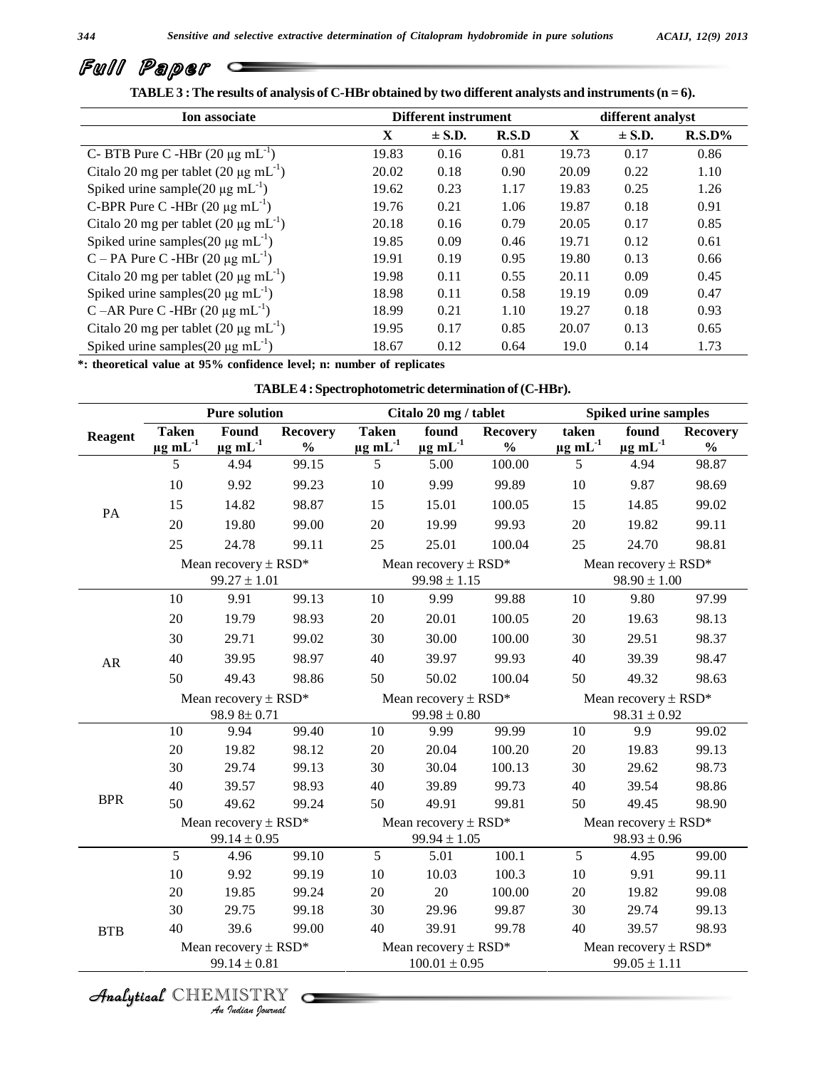**TABLE 3 : The results of analysis of C-HBr obtained by two different analysts and instruments (n = 6).**

| Ion associate | Different instrument | | | different analyst | | |
|---|---|---|---|---|---|---|
| | X | ± S.D. | R.S.D | X | ± S.D. | R.S.D% |
| C- BTB Pure C -HBr (20 μg $mL^{-1}$) | 19.83 | 0.16 | 0.81 | 19.73 | 0.17 | 0.86 |
| Citalo 20 mg per tablet (20 μg $mL^{-1}$) | 20.02 | 0.18 | 0.90 | 20.09 | 0.22 | 1.10 |
| Spiked urine sample(20 μg $mL^{-1}$) | 19.62 | 0.23 | 1.17 | 19.83 | 0.25 | 1.26 |
| C-BPR Pure C -HBr (20 μg $mL^{-1}$) | 19.76 | 0.21 | 1.06 | 19.87 | 0.18 | 0.91 |
| Citalo 20 mg per tablet (20 μg $mL^{-1}$) | 20.18 | 0.16 | 0.79 | 20.05 | 0.17 | 0.85 |
| Spiked urine samples(20 μg $mL^{-1}$) | 19.85 | 0.09 | 0.46 | 19.71 | 0.12 | 0.61 |
| C – PA Pure C -HBr (20 μg $mL^{-1}$) | 19.91 | 0.19 | 0.95 | 19.80 | 0.13 | 0.66 |
| Citalo 20 mg per tablet (20 μg $mL^{-1}$) | 19.98 | 0.11 | 0.55 | 20.11 | 0.09 | 0.45 |
| Spiked urine samples(20 μg $mL^{-1}$) | 18.98 | 0.11 | 0.58 | 19.19 | 0.09 | 0.47 |
| C –AR Pure C -HBr (20 μg $mL^{-1}$) | 18.99 | 0.21 | 1.10 | 19.27 | 0.18 | 0.93 |
| Citalo 20 mg per tablet (20 μg $mL^{-1}$) | 19.95 | 0.17 | 0.85 | 20.07 | 0.13 | 0.65 |
| Spiked urine samples(20 μg $mL^{-1}$) | 18.67 | 0.12 | 0.64 | 19.0 | 0.14 | 1.73 |

*: theoretical value at 95% confidence level; n: number of replicates

**TABLE 4 : Spectrophotometric determination of (C-HBr).**

| Reagent | Pure solution | | | Citalo 20 mg / tablet | | | Spiked urine samples | | |
|---|---|---|---|---|---|---|---|---|---|
| | Taken μg $mL^{-1}$ | Found μg $mL^{-1}$ | Recovery % | Taken μg $mL^{-1}$ | found μg $mL^{-1}$ | Recovery % | taken μg $mL^{-1}$ | found μg $mL^{-1}$ | Recovery % |
| PA | 5 | 4.94 | 99.15 | 5 | 5.00 | 100.00 | 5 | 4.94 | 98.87 |
| | 10 | 9.92 | 99.23 | 10 | 9.99 | 99.89 | 10 | 9.87 | 98.69 |
| | 15 | 14.82 | 98.87 | 15 | 15.01 | 100.05 | 15 | 14.85 | 99.02 |
| | 20 | 19.80 | 99.00 | 20 | 19.99 | 99.93 | 20 | 19.82 | 99.11 |
| | 25 | 24.78 | 99.11 | 25 | 25.01 | 100.04 | 25 | 24.70 | 98.81 |
| | Mean recovery ± RSD* 99.27 ± 1.01 | | | Mean recovery ± RSD* 99.98 ± 1.15 | | | Mean recovery ± RSD* 98.90 ± 1.00 | | |
| AR | 10 | 9.91 | 99.13 | 10 | 9.99 | 99.88 | 10 | 9.80 | 97.99 |
| | 20 | 19.79 | 98.93 | 20 | 20.01 | 100.05 | 20 | 19.63 | 98.13 |
| | 30 | 29.71 | 99.02 | 30 | 30.00 | 100.00 | 30 | 29.51 | 98.37 |
| | 40 | 39.95 | 98.97 | 40 | 39.97 | 99.93 | 40 | 39.39 | 98.47 |
| | 50 | 49.43 | 98.86 | 50 | 50.02 | 100.04 | 50 | 49.32 | 98.63 |
| | Mean recovery ± RSD* 98.9 8± 0.71 | | | Mean recovery ± RSD* 99.98 ± 0.80 | | | Mean recovery ± RSD* 98.31 ± 0.92 | | |
| BPR | 10 | 9.94 | 99.40 | 10 | 9.99 | 99.99 | 10 | 9.9 | 99.02 |
| | 20 | 19.82 | 98.12 | 20 | 20.04 | 100.20 | 20 | 19.83 | 99.13 |
| | 30 | 29.74 | 99.13 | 30 | 30.04 | 100.13 | 30 | 29.62 | 98.73 |
| | 40 | 39.57 | 98.93 | 40 | 39.89 | 99.73 | 40 | 39.54 | 98.86 |
| | 50 | 49.62 | 99.24 | 50 | 49.91 | 99.81 | 50 | 49.45 | 98.90 |
| | Mean recovery ± RSD* 99.14 ± 0.95 | | | Mean recovery ± RSD* 99.94 ± 1.05 | | | Mean recovery ± RSD* 98.93 ± 0.96 | | |
| BTB | 5 | 4.96 | 99.10 | 5 | 5.01 | 100.1 | 5 | 4.95 | 99.00 |
| | 10 | 9.92 | 99.19 | 10 | 10.03 | 100.3 | 10 | 9.91 | 99.11 |
| | 20 | 19.85 | 99.24 | 20 | 20 | 100.00 | 20 | 19.82 | 99.08 |
| | 30 | 29.75 | 99.18 | 30 | 29.96 | 99.87 | 30 | 29.74 | 99.13 |
| | 40 | 39.6 | 99.00 | 40 | 39.91 | 99.78 | 40 | 39.57 | 98.93 |
| | Mean recovery ± RSD* 99.14 ± 0.81 | | | Mean recovery ± RSD* 100.01 ± 0.95 | | | Mean recovery ± RSD* 99.05 ± 1.11 | | |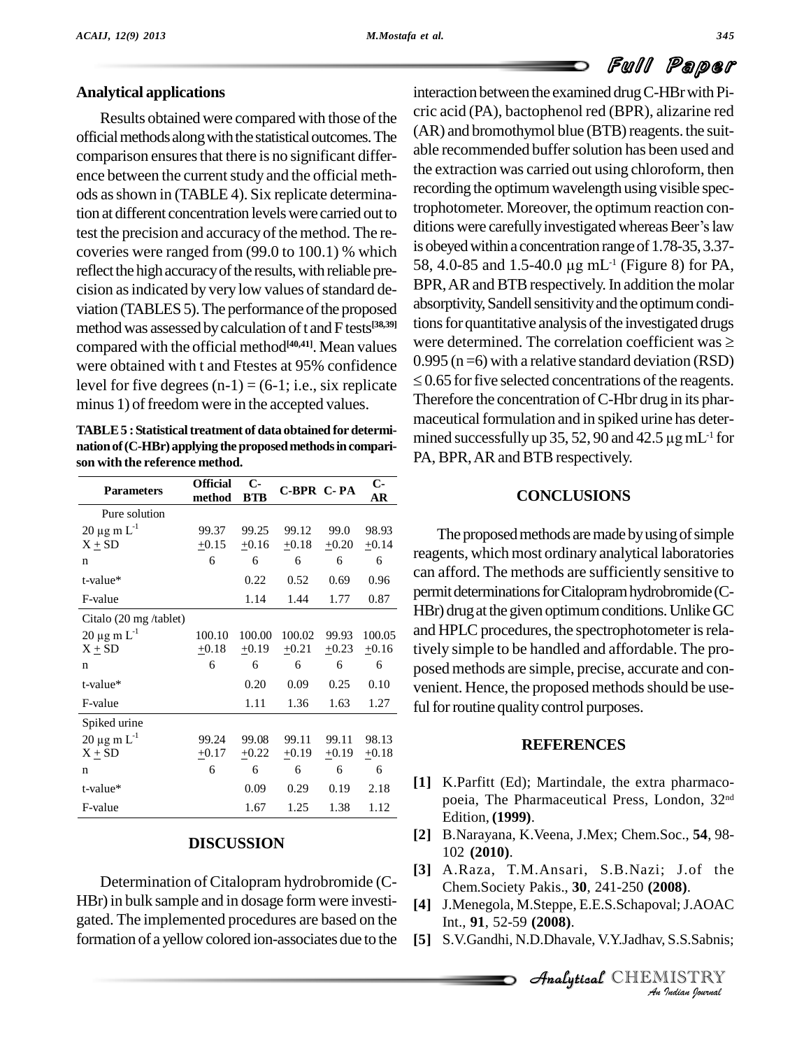## Analytical applications

Results obtained were compared with those of the official methods along with the statistical outcomes. The comparison ensures that there is no significant difference between the current study and the official methods as shown in (TABLE 4). Six replicate determination at different concentration levels were carried out to test the precision and accuracy of the method. The recoveries were ranged from (99.0 to 100.1) % which reflect the high accuracy of the results, with reliable precision as indicated by very low values of standard deviation (TABLES 5). The performance of the proposed method was assessed by calculation of t and F tests[38,39] compared with the official method[40,41]. Mean values were obtained with t and Ftestes at 95% confidence level for five degrees (n-1) = (6-1; i.e., six replicate minus 1) of freedom were in the accepted values.

**TABLE 5 : Statistical treatment of data obtained for determination of (C-HBr) applying the proposed methods in comparison with the reference method.**

| Parameters | Official method | C-BTB | C-BPR | C- PA | C-AR |
|---|---|---|---|---|---|
| Pure solution | | | | | |
| 20 μg m L$^{-1}$ X $\pm$ SD | 99.37 $\pm$0.15 | 99.25 $\pm$0.16 | 99.12 $\pm$0.18 | 99.0 $\pm$0.20 | 98.93 $\pm$0.14 |
| n | 6 | 6 | 6 | 6 | 6 |
| t-value* | | 0.22 | 0.52 | 0.69 | 0.96 |
| F-value | | 1.14 | 1.44 | 1.77 | 0.87 |
| Citalo (20 mg /tablet) | | | | | |
| 20 μg m L$^{-1}$ X $\pm$ SD | 100.10 $\pm$0.18 | 100.00 $\pm$0.19 | 100.02 $\pm$0.21 | 99.93 $\pm$0.23 | 100.05 $\pm$0.16 |
| n | 6 | 6 | 6 | 6 | 6 |
| t-value* | | 0.20 | 0.09 | 0.25 | 0.10 |
| F-value | | 1.11 | 1.36 | 1.63 | 1.27 |
| Spiked urine | | | | | |
| 20 μg m L$^{-1}$ X $\pm$ SD | 99.24 $\pm$0.17 | 99.08 $\pm$0.22 | 99.11 $\pm$0.19 | 99.11 $\pm$0.19 | 98.13 $\pm$0.18 |
| n | 6 | 6 | 6 | 6 | 6 |
| t-value* | | 0.09 | 0.29 | 0.19 | 2.18 |
| F-value | | 1.67 | 1.25 | 1.38 | 1.12 |

## DISCUSSION

Determination of Citalopram hydrobromide (C-HBr) in bulk sample and in dosage form were investigated. The implemented procedures are based on the formation of a yellow colored ion-associates due to the interaction between the examined drug C-HBr with Picric acid (PA), bactophenol red (BPR), alizarine red (AR) and bromothymol blue (BTB) reagents. the suitable recommended buffer solution has been used and the extraction was carried out using chloroform, then recording the optimum wavelength using visible spectrophotometer. Moreover, the optimum reaction conditions were carefully investigated whereas Beer's law is obeyed within a concentration range of 1.78-35, 3.37-58, 4.0-85 and 1.5-40.0 μg mL$^{-1}$ (Figure 8) for PA, BPR, AR and BTB respectively. In addition the molar absorptivity, Sandell sensitivity and the optimum conditions for quantitative analysis of the investigated drugs were determined. The correlation coefficient was $\geq$ 0.995 (n =6) with a relative standard deviation (RSD) $\leq$ 0.65 for five selected concentrations of the reagents. Therefore the concentration of C-Hbr drug in its pharmaceutical formulation and in spiked urine has determined successfully up 35, 52, 90 and 42.5 μg mL$^{-1}$ for PA, BPR, AR and BTB respectively.

## CONCLUSIONS

The proposed methods are made by using of simple reagents, which most ordinary analytical laboratories can afford. The methods are sufficiently sensitive to permit determinations for Citalopram hydrobromide (C-HBr) drug at the given optimum conditions. Unlike GC and HPLC procedures, the spectrophotometer is relatively simple to be handled and affordable. The proposed methods are simple, precise, accurate and convenient. Hence, the proposed methods should be useful for routine quality control purposes.

## REFERENCES

**[1]** K.Parfitt (Ed); Martindale, the extra pharmacopoeia, The Pharmaceutical Press, London, 32nd Edition, **(1999)**.

**[2]** B.Narayana, K.Veena, J.Mex; Chem.Soc., **54**, 98-102 **(2010)**.

**[3]** A.Raza, T.M.Ansari, S.B.Nazi; J.of the Chem.Society Pakis., **30**, 241-250 **(2008)**.

**[4]** J.Menegola, M.Steppe, E.E.S.Schapoval; J.AOAC Int., **91**, 52-59 **(2008)**.

**[5]** S.V.Gandhi, N.D.Dhavale, V.Y.Jadhav, S.S.Sabnis;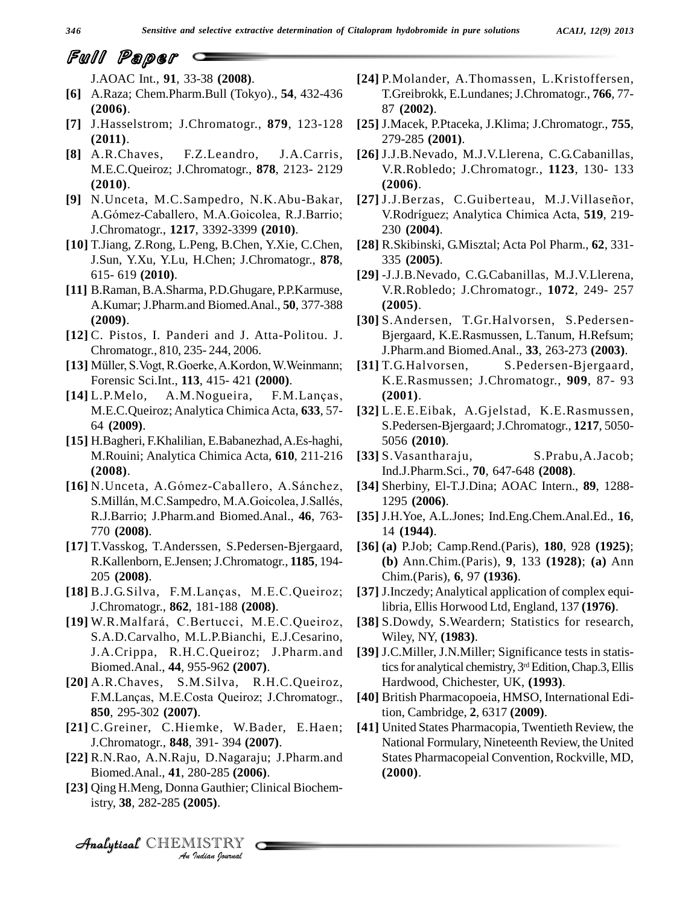J.AOAC Int., **91**, 33-38 **(2008)**.

**[6]** A.Raza; Chem.Pharm.Bull (Tokyo)., **54**, 432-436 **(2006)**.

**[7]** J.Hasselstrom; J.Chromatogr., **879**, 123-128 **(2011)**.

**[8]** A.R.Chaves, F.Z.Leandro, J.A.Carris, M.E.C.Queiroz; J.Chromatogr., **878**, 2123- 2129 **(2010)**.

**[9]** N.Unceta, M.C.Sampedro, N.K.Abu-Bakar, A.Gómez-Caballero, M.A.Goicolea, R.J.Barrio; J.Chromatogr., **1217**, 3392-3399 **(2010)**.

**[10]** T.Jiang, Z.Rong, L.Peng, B.Chen, Y.Xie, C.Chen, J.Sun, Y.Xu, Y.Lu, H.Chen; J.Chromatogr., **878**, 615- 619 **(2010)**.

**[11]** B.Raman, B.A.Sharma, P.D.Ghugare, P.P.Karmuse, A.Kumar; J.Pharm.and Biomed.Anal., **50**, 377-388 **(2009)**.

**[12]** C. Pistos, I. Panderi and J. Atta-Politou. J. Chromatogr., 810, 235- 244, 2006.

**[13]** Müller, S.Vogt, R.Goerke, A.Kordon, W.Weinmann; Forensic Sci.Int., **113**, 415- 421 **(2000)**.

**[14]** L.P.Melo, A.M.Nogueira, F.M.Lanças, M.E.C.Queiroz; Analytica Chimica Acta, **633**, 57-64 **(2009)**.

**[15]** H.Bagheri, F.Khalilian, E.Babanezhad, A.Es-haghi, M.Rouini; Analytica Chimica Acta, **610**, 211-216 **(2008)**.

**[16]** N.Unceta, A.Gómez-Caballero, A.Sánchez, S.Millán, M.C.Sampedro, M.A.Goicolea, J.Sallés, R.J.Barrio; J.Pharm.and Biomed.Anal., **46**, 763-770 **(2008)**.

**[17]** T.Vasskog, T.Anderssen, S.Pedersen-Bjergaard, R.Kallenborn, E.Jensen; J.Chromatogr., **1185**, 194-205 **(2008)**.

**[18]** B.J.G.Silva, F.M.Lanças, M.E.C.Queiroz; J.Chromatogr., **862**, 181-188 **(2008)**.

**[19]** W.R.Malfará, C.Bertucci, M.E.C.Queiroz, S.A.D.Carvalho, M.L.P.Bianchi, E.J.Cesarino, J.A.Crippa, R.H.C.Queiroz; J.Pharm.and Biomed.Anal., **44**, 955-962 **(2007)**.

**[20]** A.R.Chaves, S.M.Silva, R.H.C.Queiroz, F.M.Lanças, M.E.Costa Queiroz; J.Chromatogr., **850**, 295-302 **(2007)**.

**[21]** C.Greiner, C.Hiemke, W.Bader, E.Haen; J.Chromatogr., **848**, 391- 394 **(2007)**.

**[22]** R.N.Rao, A.N.Raju, D.Nagaraju; J.Pharm.and Biomed.Anal., **41**, 280-285 **(2006)**.

**[23]** Qing H.Meng, Donna Gauthier; Clinical Biochemistry, **38**, 282-285 **(2005)**.

**[24]** P.Molander, A.Thomassen, L.Kristoffersen, T.Greibrokk, E.Lundanes; J.Chromatogr., **766**, 77-87 **(2002)**.

**[25]** J.Macek, P.Ptaceka, J.Klima; J.Chromatogr., **755**, 279-285 **(2001)**.

**[26]** J.J.B.Nevado, M.J.V.Llerena, C.G.Cabanillas, V.R.Robledo; J.Chromatogr., **1123**, 130- 133 **(2006)**.

**[27]** J.J.Berzas, C.Guiberteau, M.J.Villaseñor, V.Rodríguez; Analytica Chimica Acta, **519**, 219-230 **(2004)**.

**[28]** R.Skibinski, G.Misztal; Acta Pol Pharm., **62**, 331-335 **(2005)**.

**[29]** -J.J.B.Nevado, C.G.Cabanillas, M.J.V.Llerena, V.R.Robledo; J.Chromatogr., **1072**, 249- 257 **(2005)**.

**[30]** S.Andersen, T.Gr.Halvorsen, S.Pedersen-Bjergaard, K.E.Rasmussen, L.Tanum, H.Refsum; J.Pharm.and Biomed.Anal., **33**, 263-273 **(2003)**.

**[31]** T.G.Halvorsen, S.Pedersen-Bjergaard, K.E.Rasmussen; J.Chromatogr., **909**, 87- 93 **(2001)**.

**[32]** L.E.E.Eibak, A.Gjelstad, K.E.Rasmussen, S.Pedersen-Bjergaard; J.Chromatogr., **1217**, 5050-5056 **(2010)**.

**[33]** S.Vasantharaju, S.Prabu,A.Jacob; Ind.J.Pharm.Sci., **70**, 647-648 **(2008)**.

**[34]** Sherbiny, El-T.J.Dina; AOAC Intern., **89**, 1288-1295 **(2006)**.

**[35]** J.H.Yoe, A.L.Jones; Ind.Eng.Chem.Anal.Ed., **16**, 14 **(1944)**.

**[36]** **(a)** P.Job; Camp.Rend.(Paris), **180**, 928 **(1925)**; **(b)** Ann.Chim.(Paris), **9**, 133 **(1928)**; **(a)** Ann Chim.(Paris), **6**, 97 **(1936)**.

**[37]** J.Inczedy; Analytical application of complex equilibria, Ellis Horwood Ltd, England, 137 **(1976)**.

**[38]** S.Dowdy, S.Weardern; Statistics for research, Wiley, NY, **(1983)**.

**[39]** J.C.Miller, J.N.Miller; Significance tests in statistics for analytical chemistry, 3rd Edition, Chap.3, Ellis Hardwood, Chichester, UK, **(1993)**.

**[40]** British Pharmacopoeia, HMSO, International Edition, Cambridge, **2**, 6317 **(2009)**.

**[41]** United States Pharmacopia, Twentieth Review, the National Formulary, Nineteenth Review, the United States Pharmacopeial Convention, Rockville, MD, **(2000)**.